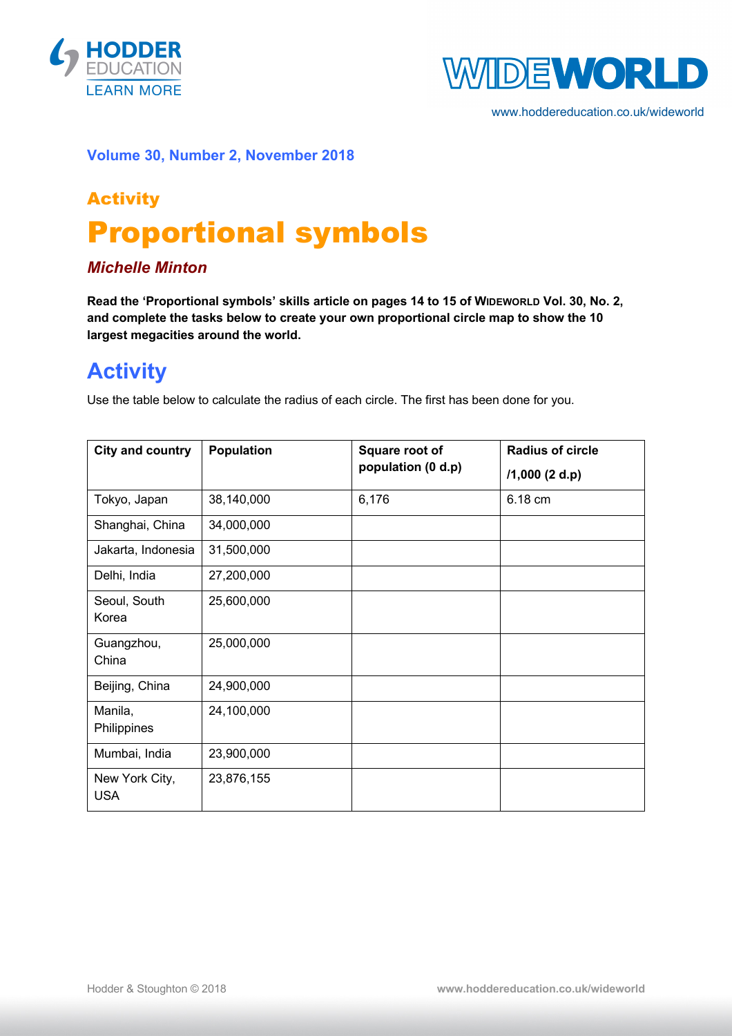**Volume 30, Number 2, November 2018**

## Activity

# Proportional symbols

***Michelle Minton***

**Read the 'Proportional symbols' skills article on pages 14 to 15 of WIDEWORLD Vol. 30, No. 2, and complete the tasks below to create your own proportional circle map to show the 10 largest megacities around the world.**

## Activity

Use the table below to calculate the radius of each circle. The first has been done for you.

| City and country | Population | Square root of population (0 d.p) | Radius of circle /1,000 (2 d.p) |
|---|---|---|---|
| Tokyo, Japan | 38,140,000 | 6,176 | 6.18 cm |
| Shanghai, China | 34,000,000 | | |
| Jakarta, Indonesia | 31,500,000 | | |
| Delhi, India | 27,200,000 | | |
| Seoul, South Korea | 25,600,000 | | |
| Guangzhou, China | 25,000,000 | | |
| Beijing, China | 24,900,000 | | |
| Manila, Philippines | 24,100,000 | | |
| Mumbai, India | 23,900,000 | | |
| New York City, USA | 23,876,155 | | |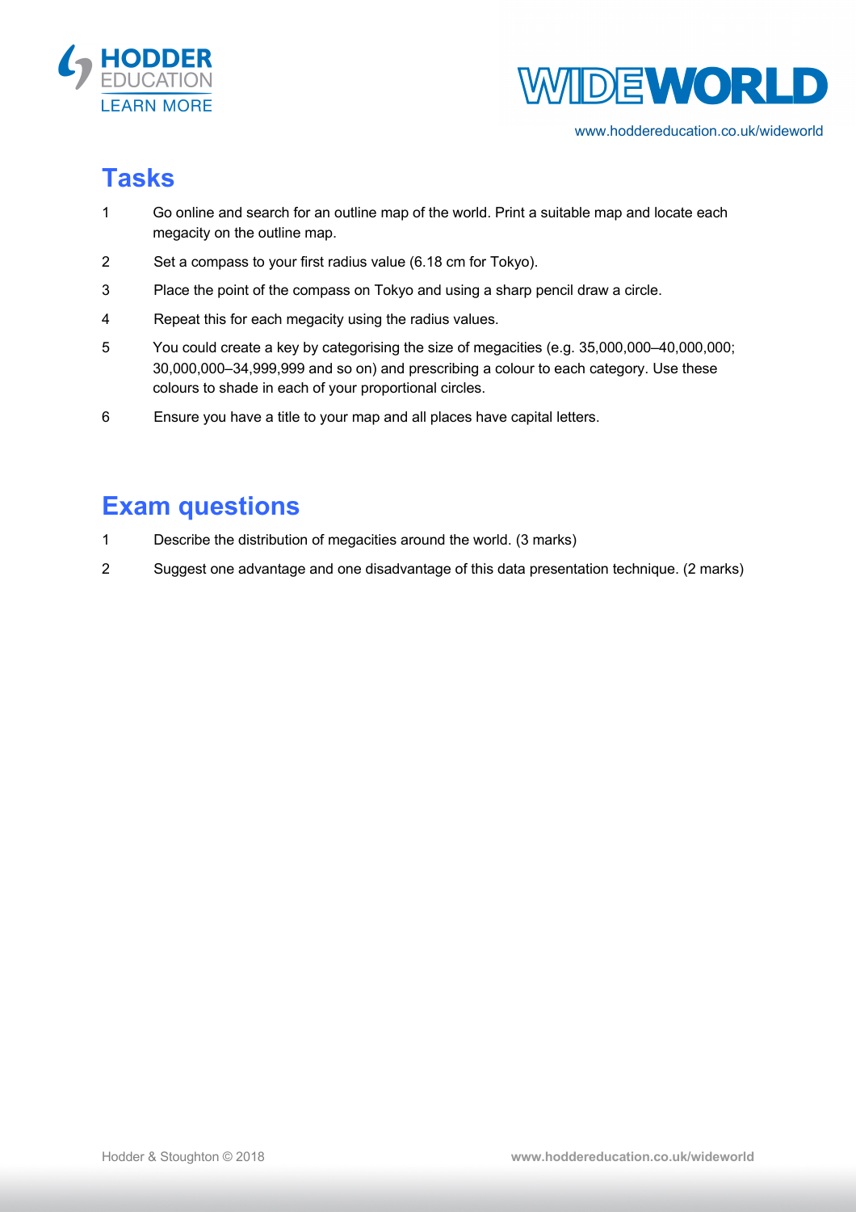## Tasks

1. Go online and search for an outline map of the world. Print a suitable map and locate each megacity on the outline map.
2. Set a compass to your first radius value (6.18 cm for Tokyo).
3. Place the point of the compass on Tokyo and using a sharp pencil draw a circle.
4. Repeat this for each megacity using the radius values.
5. You could create a key by categorising the size of megacities (e.g. 35,000,000–40,000,000; 30,000,000–34,999,999 and so on) and prescribing a colour to each category. Use these colours to shade in each of your proportional circles.
6. Ensure you have a title to your map and all places have capital letters.

## Exam questions

1. Describe the distribution of megacities around the world. (3 marks)
2. Suggest one advantage and one disadvantage of this data presentation technique. (2 marks)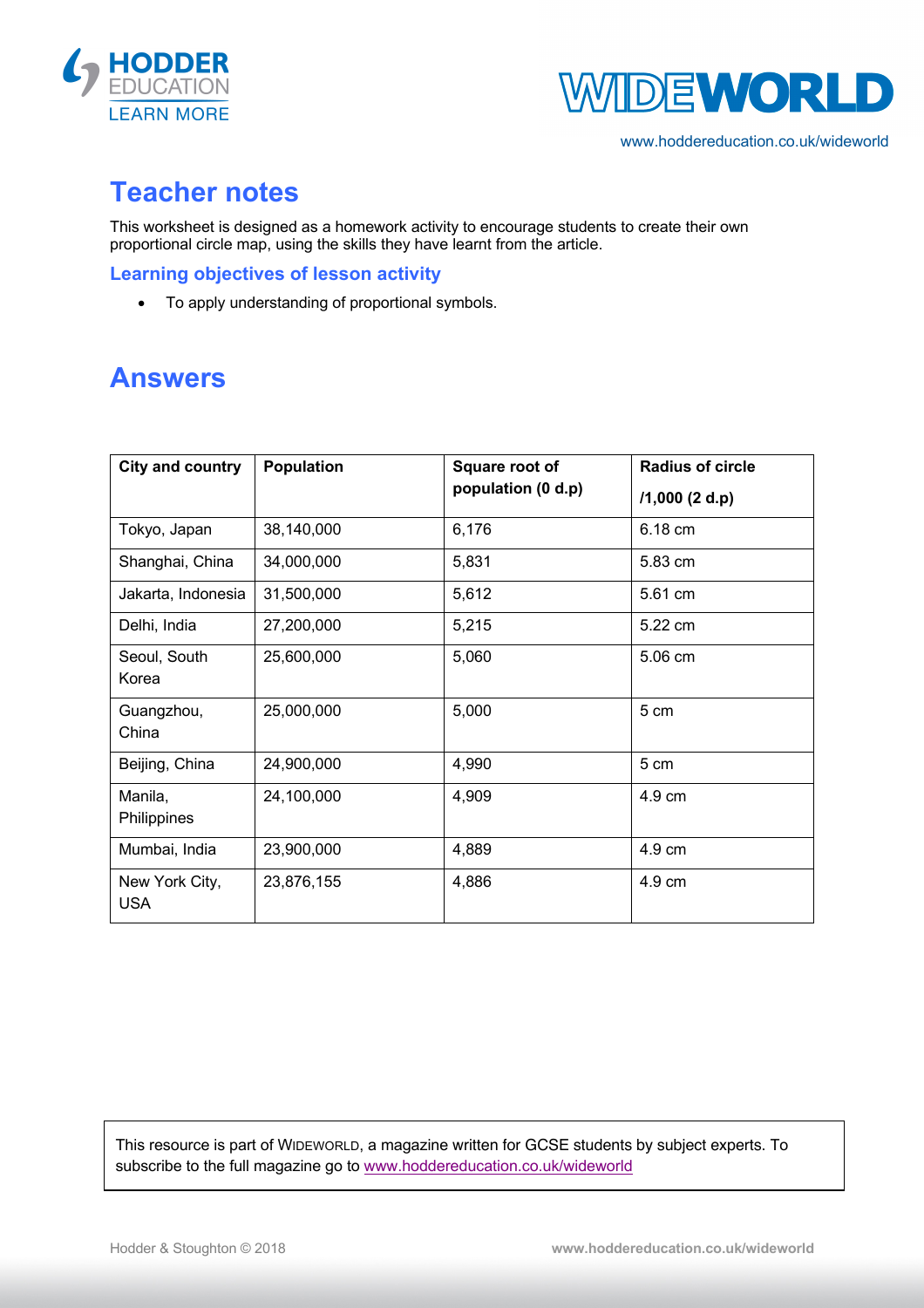## Teacher notes

This worksheet is designed as a homework activity to encourage students to create their own proportional circle map, using the skills they have learnt from the article.

### Learning objectives of lesson activity

- To apply understanding of proportional symbols.

## Answers

| City and country | Population | Square root of population (0 d.p) | Radius of circle /1,000 (2 d.p) |
|---|---|---|---|
| Tokyo, Japan | 38,140,000 | 6,176 | 6.18 cm |
| Shanghai, China | 34,000,000 | 5,831 | 5.83 cm |
| Jakarta, Indonesia | 31,500,000 | 5,612 | 5.61 cm |
| Delhi, India | 27,200,000 | 5,215 | 5.22 cm |
| Seoul, South Korea | 25,600,000 | 5,060 | 5.06 cm |
| Guangzhou, China | 25,000,000 | 5,000 | 5 cm |
| Beijing, China | 24,900,000 | 4,990 | 5 cm |
| Manila, Philippines | 24,100,000 | 4,909 | 4.9 cm |
| Mumbai, India | 23,900,000 | 4,889 | 4.9 cm |
| New York City, USA | 23,876,155 | 4,886 | 4.9 cm |

This resource is part of WIDEWORLD, a magazine written for GCSE students by subject experts. To subscribe to the full magazine go to www.hoddereducation.co.uk/wideworld